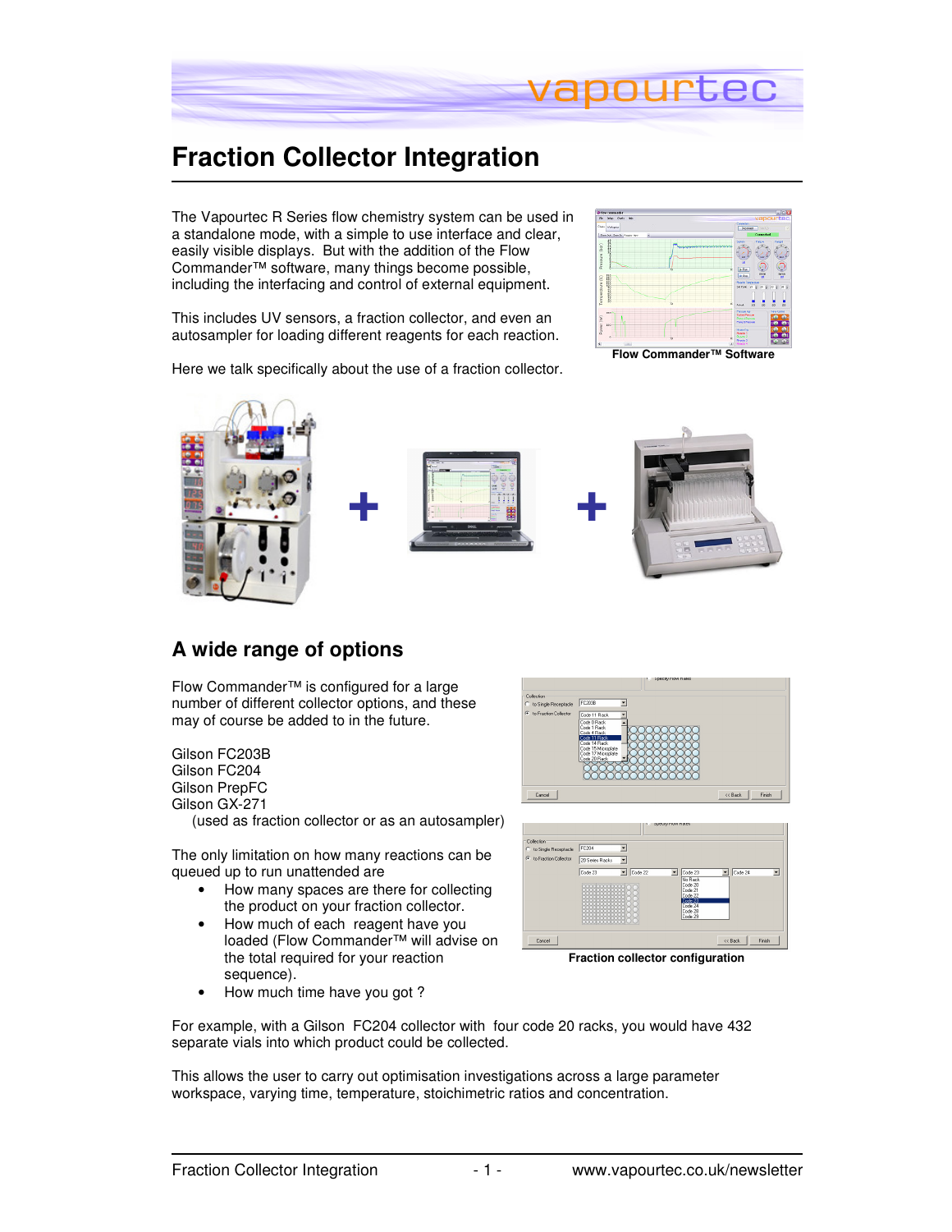# Fraction Collector Integration

The Vapourtec R Series flow chemistry system can be used in a standalone mode, with a simple to use interface and clear, easily visible displays. But with the addition of the Flow Commander™ software, many things become possible, including the interfacing and control of external equipment.

This includes UV sensors, a fraction collector, and even an autosampler for loading different reagents for each reaction.

Here we talk specifically about the use of a fraction collector.

**Flow Commander™ Software**

## A wide range of options

Flow Commander™ is configured for a large number of different collector options, and these may of course be added to in the future.

Gilson FC203B
Gilson FC204
Gilson PrepFC
Gilson GX-271
(used as fraction collector or as an autosampler)

The only limitation on how many reactions can be queued up to run unattended are

- How many spaces are there for collecting the product on your fraction collector.
- How much of each reagent have you loaded (Flow Commander™ will advise on the total required for your reaction sequence).
- How much time have you got ?

**Fraction collector configuration**

For example, with a Gilson FC204 collector with four code 20 racks, you would have 432 separate vials into which product could be collected.

This allows the user to carry out optimisation investigations across a large parameter workspace, varying time, temperature, stoichimetric ratios and concentration.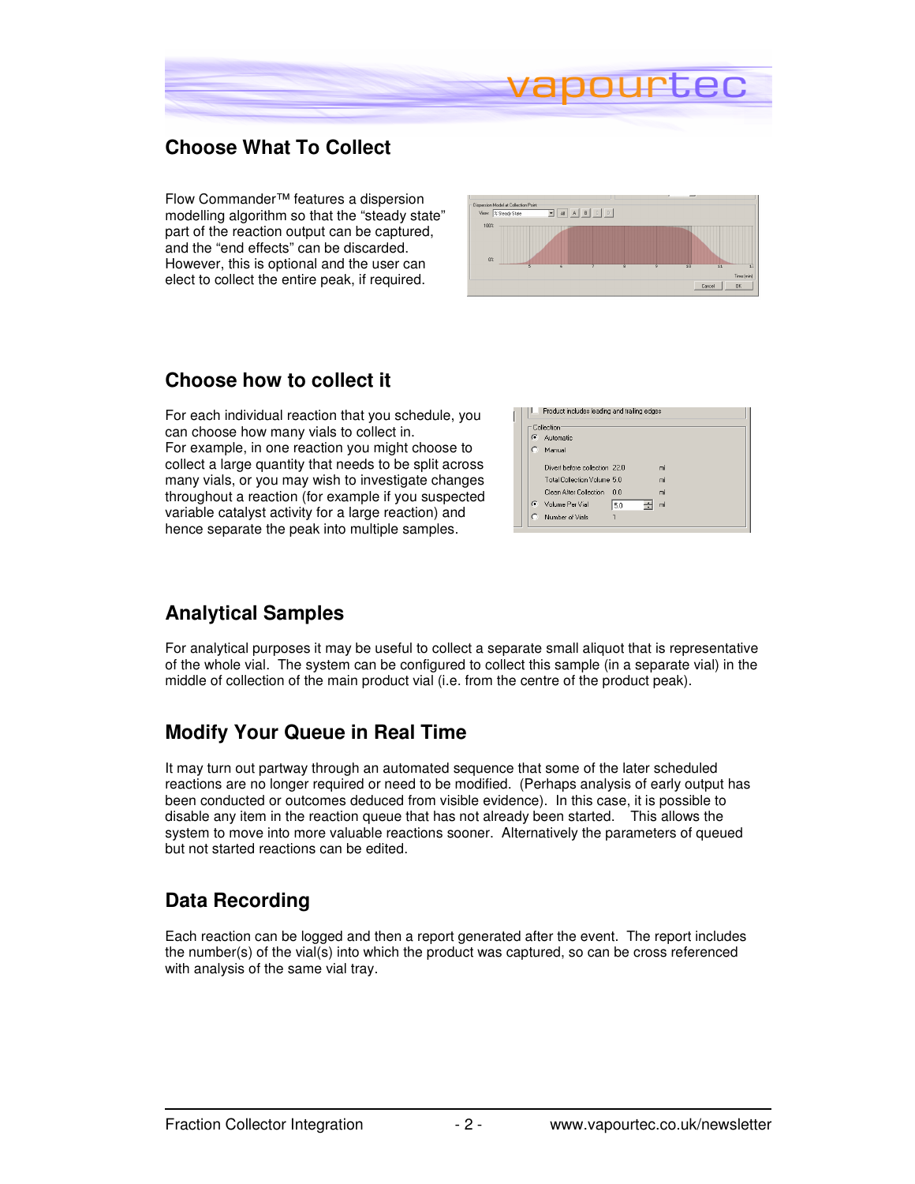## Choose What To Collect

Flow Commander™ features a dispersion modelling algorithm so that the "steady state" part of the reaction output can be captured, and the "end effects" can be discarded. However, this is optional and the user can elect to collect the entire peak, if required.

## Choose how to collect it

For each individual reaction that you schedule, you can choose how many vials to collect in.
For example, in one reaction you might choose to collect a large quantity that needs to be split across many vials, or you may wish to investigate changes throughout a reaction (for example if you suspected variable catalyst activity for a large reaction) and hence separate the peak into multiple samples.

## Analytical Samples

For analytical purposes it may be useful to collect a separate small aliquot that is representative of the whole vial. The system can be configured to collect this sample (in a separate vial) in the middle of collection of the main product vial (i.e. from the centre of the product peak).

## Modify Your Queue in Real Time

It may turn out partway through an automated sequence that some of the later scheduled reactions are no longer required or need to be modified. (Perhaps analysis of early output has been conducted or outcomes deduced from visible evidence). In this case, it is possible to disable any item in the reaction queue that has not already been started. This allows the system to move into more valuable reactions sooner. Alternatively the parameters of queued but not started reactions can be edited.

## Data Recording

Each reaction can be logged and then a report generated after the event. The report includes the number(s) of the vial(s) into which the product was captured, so can be cross referenced with analysis of the same vial tray.